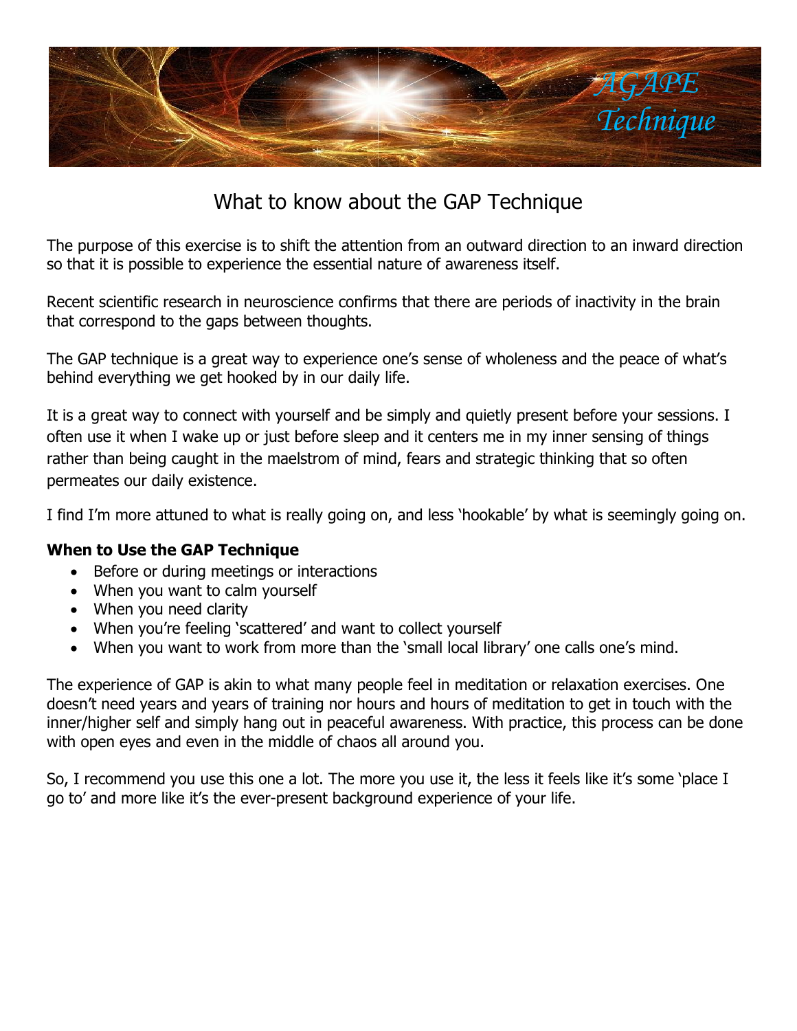AGAPE Technique

# What to know about the GAP Technique

The purpose of this exercise is to shift the attention from an outward direction to an inward direction so that it is possible to experience the essential nature of awareness itself.

Recent scientific research in neuroscience confirms that there are periods of inactivity in the brain that correspond to the gaps between thoughts.

The GAP technique is a great way to experience one's sense of wholeness and the peace of what's behind everything we get hooked by in our daily life.

It is a great way to connect with yourself and be simply and quietly present before your sessions. I often use it when I wake up or just before sleep and it centers me in my inner sensing of things rather than being caught in the maelstrom of mind, fears and strategic thinking that so often permeates our daily existence.

I find I'm more attuned to what is really going on, and less 'hookable' by what is seemingly going on.

**When to Use the GAP Technique**

- Before or during meetings or interactions
- When you want to calm yourself
- When you need clarity
- When you're feeling 'scattered' and want to collect yourself
- When you want to work from more than the 'small local library' one calls one's mind.

The experience of GAP is akin to what many people feel in meditation or relaxation exercises. One doesn't need years and years of training nor hours and hours of meditation to get in touch with the inner/higher self and simply hang out in peaceful awareness. With practice, this process can be done with open eyes and even in the middle of chaos all around you.

So, I recommend you use this one a lot. The more you use it, the less it feels like it's some 'place I go to' and more like it's the ever-present background experience of your life.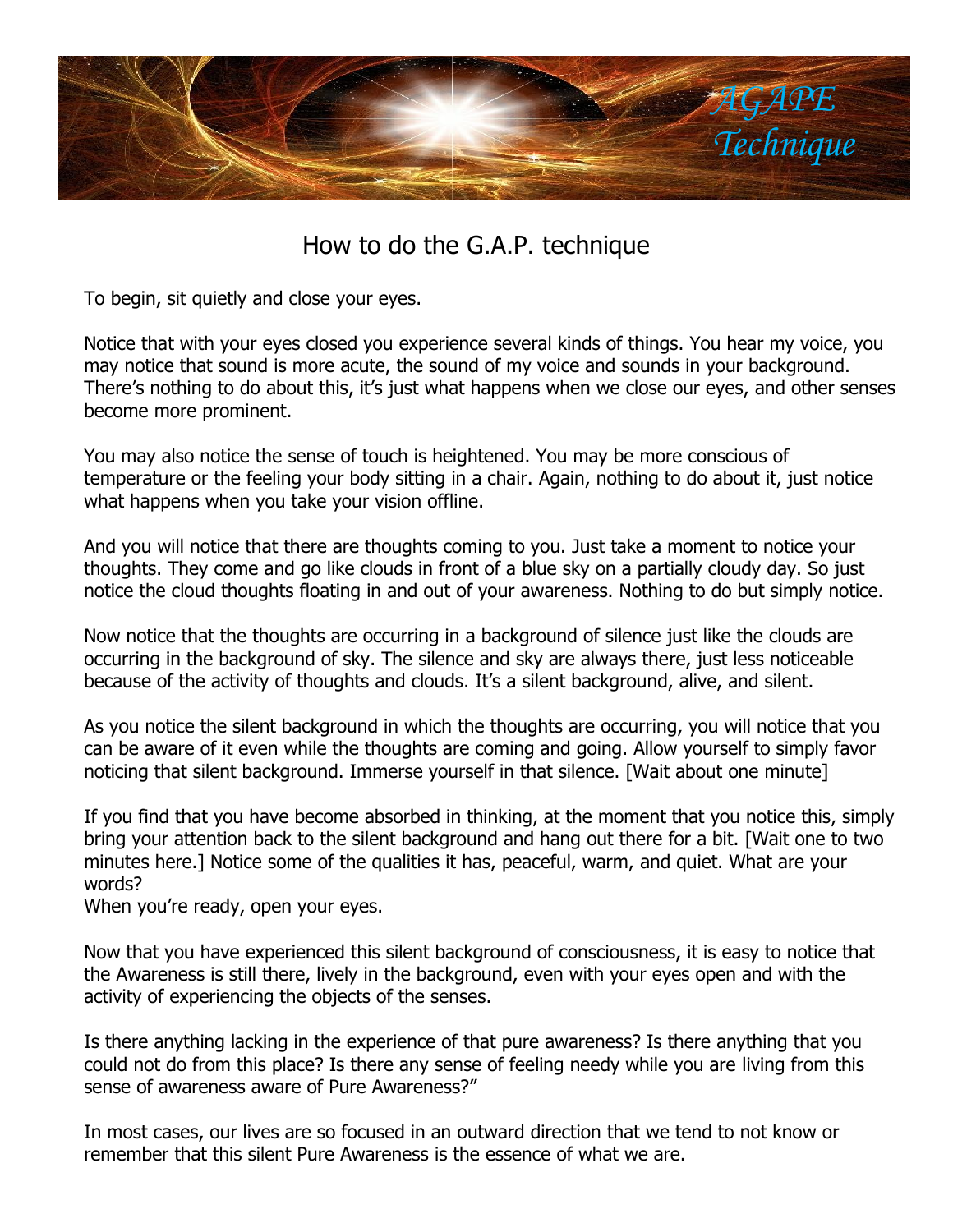# How to do the G.A.P. technique

To begin, sit quietly and close your eyes.

Notice that with your eyes closed you experience several kinds of things. You hear my voice, you may notice that sound is more acute, the sound of my voice and sounds in your background. There's nothing to do about this, it's just what happens when we close our eyes, and other senses become more prominent.

You may also notice the sense of touch is heightened. You may be more conscious of temperature or the feeling your body sitting in a chair. Again, nothing to do about it, just notice what happens when you take your vision offline.

And you will notice that there are thoughts coming to you. Just take a moment to notice your thoughts. They come and go like clouds in front of a blue sky on a partially cloudy day. So just notice the cloud thoughts floating in and out of your awareness. Nothing to do but simply notice.

Now notice that the thoughts are occurring in a background of silence just like the clouds are occurring in the background of sky. The silence and sky are always there, just less noticeable because of the activity of thoughts and clouds. It's a silent background, alive, and silent.

As you notice the silent background in which the thoughts are occurring, you will notice that you can be aware of it even while the thoughts are coming and going. Allow yourself to simply favor noticing that silent background. Immerse yourself in that silence. [Wait about one minute]

If you find that you have become absorbed in thinking, at the moment that you notice this, simply bring your attention back to the silent background and hang out there for a bit. [Wait one to two minutes here.] Notice some of the qualities it has, peaceful, warm, and quiet. What are your words?
When you're ready, open your eyes.

Now that you have experienced this silent background of consciousness, it is easy to notice that the Awareness is still there, lively in the background, even with your eyes open and with the activity of experiencing the objects of the senses.

Is there anything lacking in the experience of that pure awareness? Is there anything that you could not do from this place? Is there any sense of feeling needy while you are living from this sense of awareness aware of Pure Awareness?"

In most cases, our lives are so focused in an outward direction that we tend to not know or remember that this silent Pure Awareness is the essence of what we are.